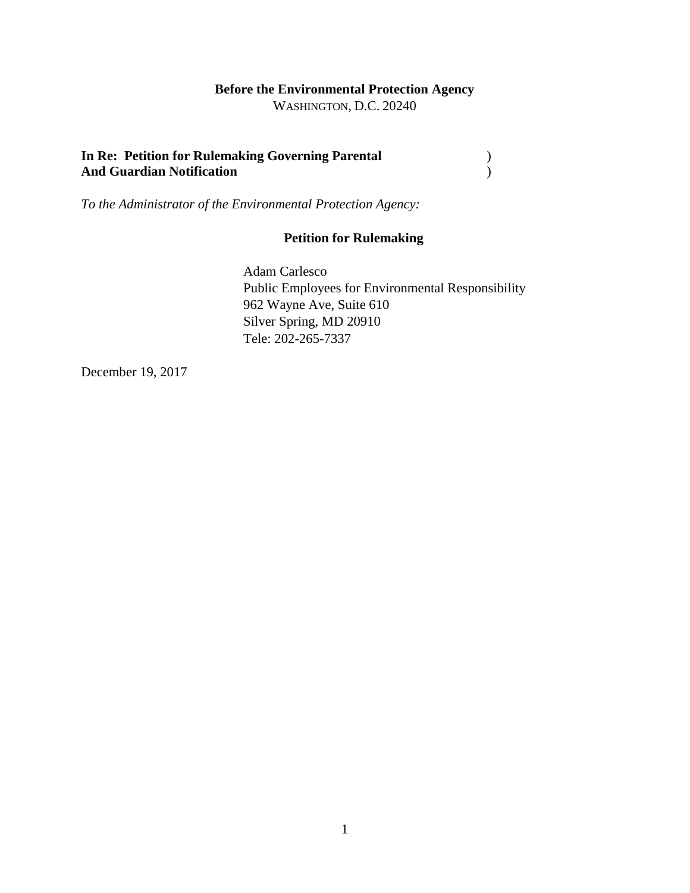**Before the Environmental Protection Agency**
WASHINGTON, D.C. 20240

**In Re: Petition for Rulemaking Governing Parental** )
**And Guardian Notification** )

*To the Administrator of the Environmental Protection Agency:*

## Petition for Rulemaking

Adam Carlesco
Public Employees for Environmental Responsibility
962 Wayne Ave, Suite 610
Silver Spring, MD 20910
Tele: 202-265-7337

December 19, 2017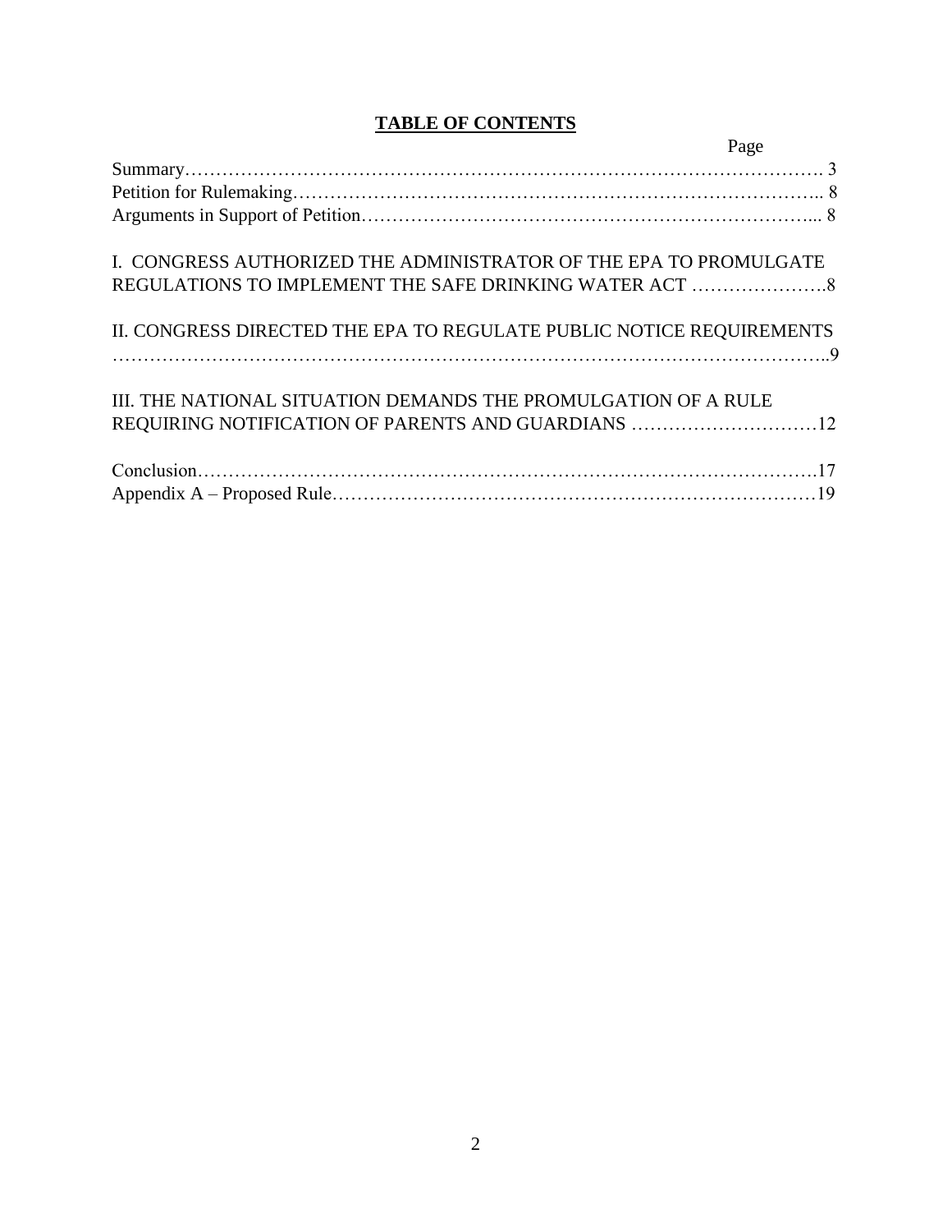# TABLE OF CONTENTS

| | Page |
|---|---|
| Summary | 3 |
| Petition for Rulemaking | 8 |
| Arguments in Support of Petition | 8 |
| I. CONGRESS AUTHORIZED THE ADMINISTRATOR OF THE EPA TO PROMULGATE REGULATIONS TO IMPLEMENT THE SAFE DRINKING WATER ACT | 8 |
| II. CONGRESS DIRECTED THE EPA TO REGULATE PUBLIC NOTICE REQUIREMENTS | 9 |
| III. THE NATIONAL SITUATION DEMANDS THE PROMULGATION OF A RULE REQUIRING NOTIFICATION OF PARENTS AND GUARDIANS | 12 |
| Conclusion | 17 |
| Appendix A – Proposed Rule | 19 |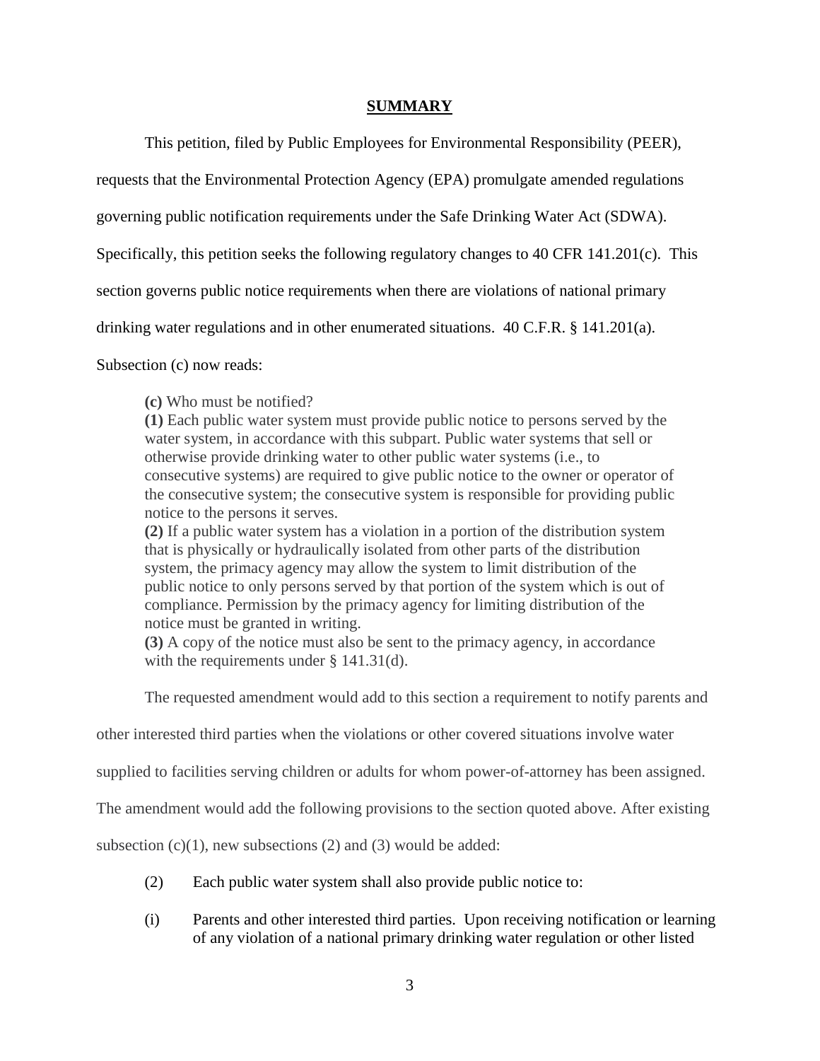## SUMMARY

This petition, filed by Public Employees for Environmental Responsibility (PEER), requests that the Environmental Protection Agency (EPA) promulgate amended regulations governing public notification requirements under the Safe Drinking Water Act (SDWA). Specifically, this petition seeks the following regulatory changes to 40 CFR 141.201(c). This section governs public notice requirements when there are violations of national primary drinking water regulations and in other enumerated situations. 40 C.F.R. § 141.201(a). Subsection (c) now reads:

> **(c)** Who must be notified?
> **(1)** Each public water system must provide public notice to persons served by the water system, in accordance with this subpart. Public water systems that sell or otherwise provide drinking water to other public water systems (i.e., to consecutive systems) are required to give public notice to the owner or operator of the consecutive system; the consecutive system is responsible for providing public notice to the persons it serves.
> **(2)** If a public water system has a violation in a portion of the distribution system that is physically or hydraulically isolated from other parts of the distribution system, the primacy agency may allow the system to limit distribution of the public notice to only persons served by that portion of the system which is out of compliance. Permission by the primacy agency for limiting distribution of the notice must be granted in writing.
> **(3)** A copy of the notice must also be sent to the primacy agency, in accordance with the requirements under § 141.31(d).

The requested amendment would add to this section a requirement to notify parents and other interested third parties when the violations or other covered situations involve water supplied to facilities serving children or adults for whom power-of-attorney has been assigned. The amendment would add the following provisions to the section quoted above. After existing subsection (c)(1), new subsections (2) and (3) would be added:

> (2) Each public water system shall also provide public notice to:
>
> (i) Parents and other interested third parties. Upon receiving notification or learning of any violation of a national primary drinking water regulation or other listed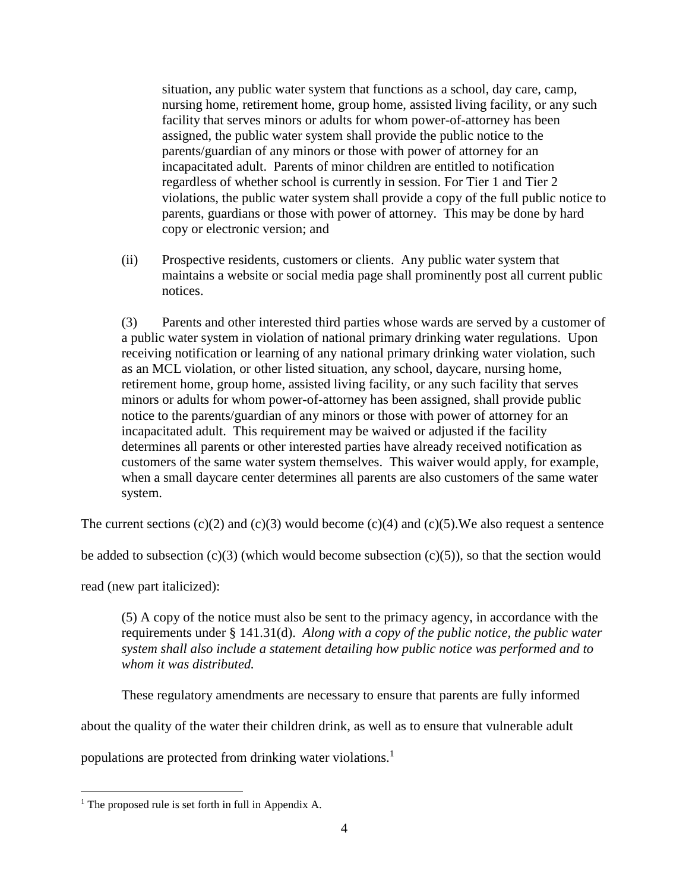situation, any public water system that functions as a school, day care, camp, nursing home, retirement home, group home, assisted living facility, or any such facility that serves minors or adults for whom power-of-attorney has been assigned, the public water system shall provide the public notice to the parents/guardian of any minors or those with power of attorney for an incapacitated adult. Parents of minor children are entitled to notification regardless of whether school is currently in session. For Tier 1 and Tier 2 violations, the public water system shall provide a copy of the full public notice to parents, guardians or those with power of attorney. This may be done by hard copy or electronic version; and

(ii) Prospective residents, customers or clients. Any public water system that maintains a website or social media page shall prominently post all current public notices.

(3) Parents and other interested third parties whose wards are served by a customer of a public water system in violation of national primary drinking water regulations. Upon receiving notification or learning of any national primary drinking water violation, such as an MCL violation, or other listed situation, any school, daycare, nursing home, retirement home, group home, assisted living facility, or any such facility that serves minors or adults for whom power-of-attorney has been assigned, shall provide public notice to the parents/guardian of any minors or those with power of attorney for an incapacitated adult. This requirement may be waived or adjusted if the facility determines all parents or other interested parties have already received notification as customers of the same water system themselves. This waiver would apply, for example, when a small daycare center determines all parents are also customers of the same water system.

The current sections (c)(2) and (c)(3) would become (c)(4) and (c)(5).We also request a sentence be added to subsection (c)(3) (which would become subsection (c)(5)), so that the section would read (new part italicized):

> (5) A copy of the notice must also be sent to the primacy agency, in accordance with the requirements under § 141.31(d). *Along with a copy of the public notice, the public water system shall also include a statement detailing how public notice was performed and to whom it was distributed.*

These regulatory amendments are necessary to ensure that parents are fully informed about the quality of the water their children drink, as well as to ensure that vulnerable adult populations are protected from drinking water violations.[1]

[1] The proposed rule is set forth in full in Appendix A.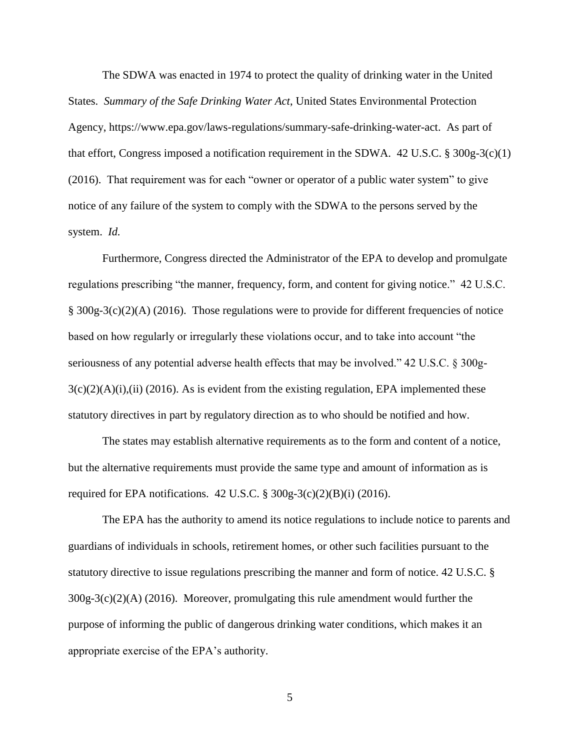The SDWA was enacted in 1974 to protect the quality of drinking water in the United States. *Summary of the Safe Drinking Water Act*, United States Environmental Protection Agency, https://www.epa.gov/laws-regulations/summary-safe-drinking-water-act. As part of that effort, Congress imposed a notification requirement in the SDWA. 42 U.S.C. § 300g-3(c)(1) (2016). That requirement was for each "owner or operator of a public water system" to give notice of any failure of the system to comply with the SDWA to the persons served by the system. *Id.*

Furthermore, Congress directed the Administrator of the EPA to develop and promulgate regulations prescribing "the manner, frequency, form, and content for giving notice." 42 U.S.C. § 300g-3(c)(2)(A) (2016). Those regulations were to provide for different frequencies of notice based on how regularly or irregularly these violations occur, and to take into account "the seriousness of any potential adverse health effects that may be involved." 42 U.S.C. § 300g-3(c)(2)(A)(i),(ii) (2016). As is evident from the existing regulation, EPA implemented these statutory directives in part by regulatory direction as to who should be notified and how.

The states may establish alternative requirements as to the form and content of a notice, but the alternative requirements must provide the same type and amount of information as is required for EPA notifications. 42 U.S.C. § 300g-3(c)(2)(B)(i) (2016).

The EPA has the authority to amend its notice regulations to include notice to parents and guardians of individuals in schools, retirement homes, or other such facilities pursuant to the statutory directive to issue regulations prescribing the manner and form of notice. 42 U.S.C. § 300g-3(c)(2)(A) (2016). Moreover, promulgating this rule amendment would further the purpose of informing the public of dangerous drinking water conditions, which makes it an appropriate exercise of the EPA's authority.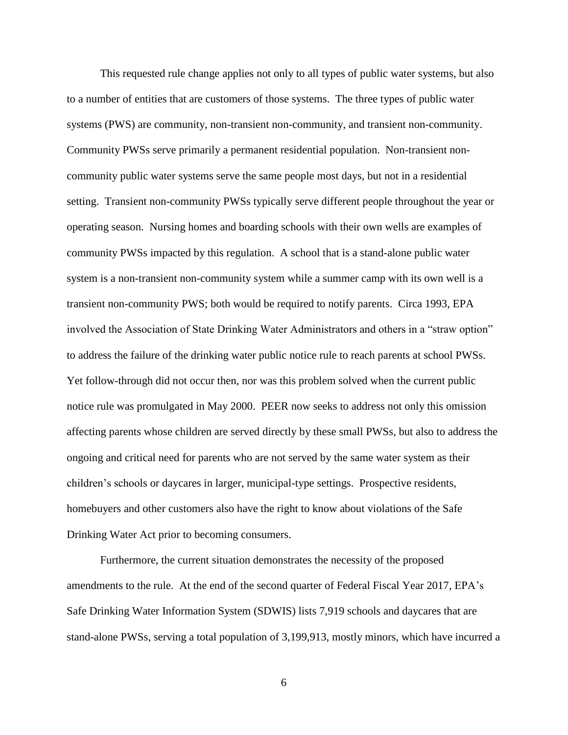This requested rule change applies not only to all types of public water systems, but also to a number of entities that are customers of those systems. The three types of public water systems (PWS) are community, non-transient non-community, and transient non-community. Community PWSs serve primarily a permanent residential population. Non-transient non-community public water systems serve the same people most days, but not in a residential setting. Transient non-community PWSs typically serve different people throughout the year or operating season. Nursing homes and boarding schools with their own wells are examples of community PWSs impacted by this regulation. A school that is a stand-alone public water system is a non-transient non-community system while a summer camp with its own well is a transient non-community PWS; both would be required to notify parents. Circa 1993, EPA involved the Association of State Drinking Water Administrators and others in a "straw option" to address the failure of the drinking water public notice rule to reach parents at school PWSs. Yet follow-through did not occur then, nor was this problem solved when the current public notice rule was promulgated in May 2000. PEER now seeks to address not only this omission affecting parents whose children are served directly by these small PWSs, but also to address the ongoing and critical need for parents who are not served by the same water system as their children's schools or daycares in larger, municipal-type settings. Prospective residents, homebuyers and other customers also have the right to know about violations of the Safe Drinking Water Act prior to becoming consumers.

Furthermore, the current situation demonstrates the necessity of the proposed amendments to the rule. At the end of the second quarter of Federal Fiscal Year 2017, EPA's Safe Drinking Water Information System (SDWIS) lists 7,919 schools and daycares that are stand-alone PWSs, serving a total population of 3,199,913, mostly minors, which have incurred a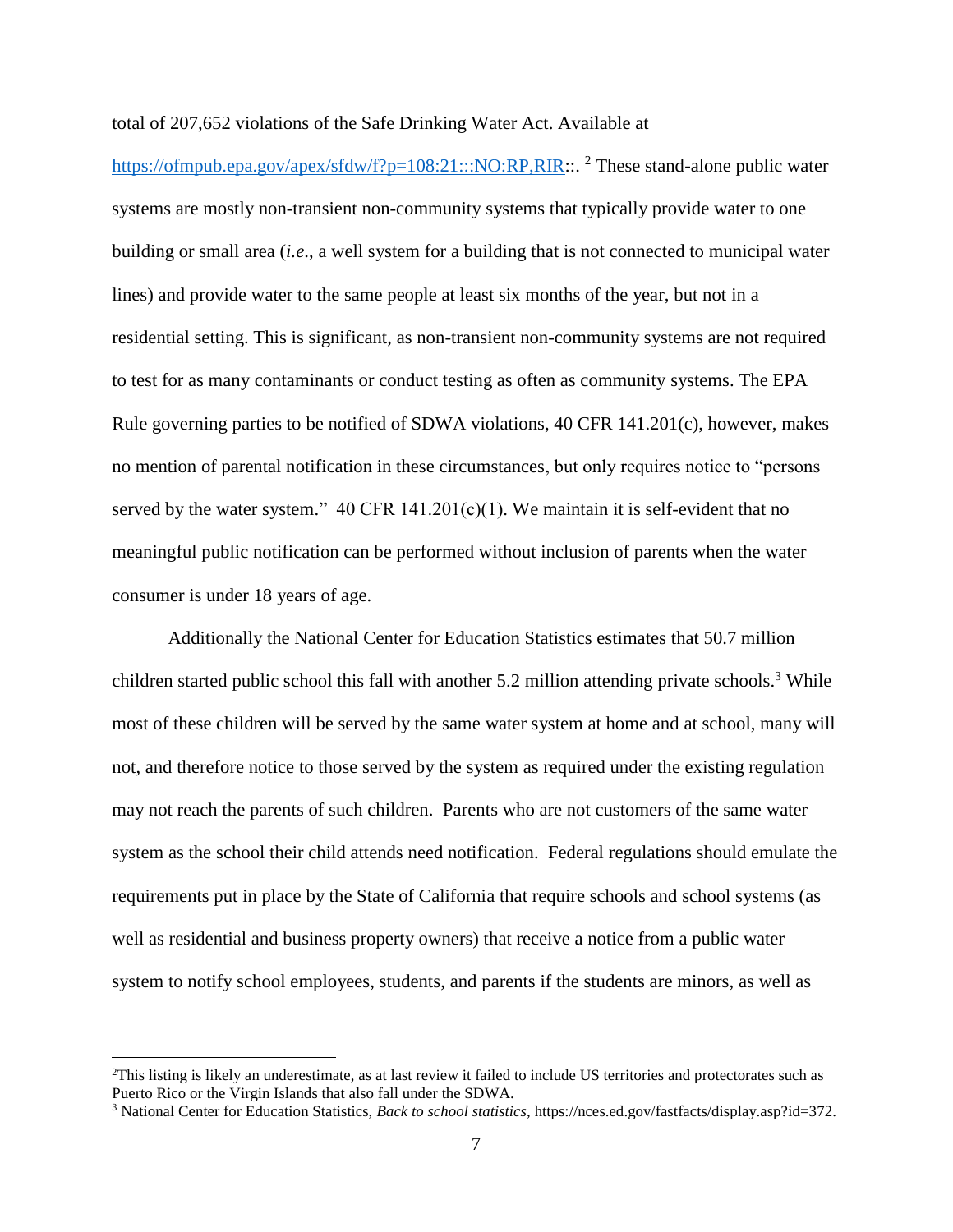total of 207,652 violations of the Safe Drinking Water Act. Available at https://ofmpub.epa.gov/apex/sfdw/f?p=108:21:::NO:RP,RIR::. [2] These stand-alone public water systems are mostly non-transient non-community systems that typically provide water to one building or small area (*i.e.*, a well system for a building that is not connected to municipal water lines) and provide water to the same people at least six months of the year, but not in a residential setting. This is significant, as non-transient non-community systems are not required to test for as many contaminants or conduct testing as often as community systems. The EPA Rule governing parties to be notified of SDWA violations, 40 CFR 141.201(c), however, makes no mention of parental notification in these circumstances, but only requires notice to "persons served by the water system." 40 CFR 141.201(c)(1). We maintain it is self-evident that no meaningful public notification can be performed without inclusion of parents when the water consumer is under 18 years of age.

Additionally the National Center for Education Statistics estimates that 50.7 million children started public school this fall with another 5.2 million attending private schools.[3] While most of these children will be served by the same water system at home and at school, many will not, and therefore notice to those served by the system as required under the existing regulation may not reach the parents of such children. Parents who are not customers of the same water system as the school their child attends need notification. Federal regulations should emulate the requirements put in place by the State of California that require schools and school systems (as well as residential and business property owners) that receive a notice from a public water system to notify school employees, students, and parents if the students are minors, as well as

---

[2]This listing is likely an underestimate, as at last review it failed to include US territories and protectorates such as Puerto Rico or the Virgin Islands that also fall under the SDWA.

[3] National Center for Education Statistics, *Back to school statistics*, https://nces.ed.gov/fastfacts/display.asp?id=372.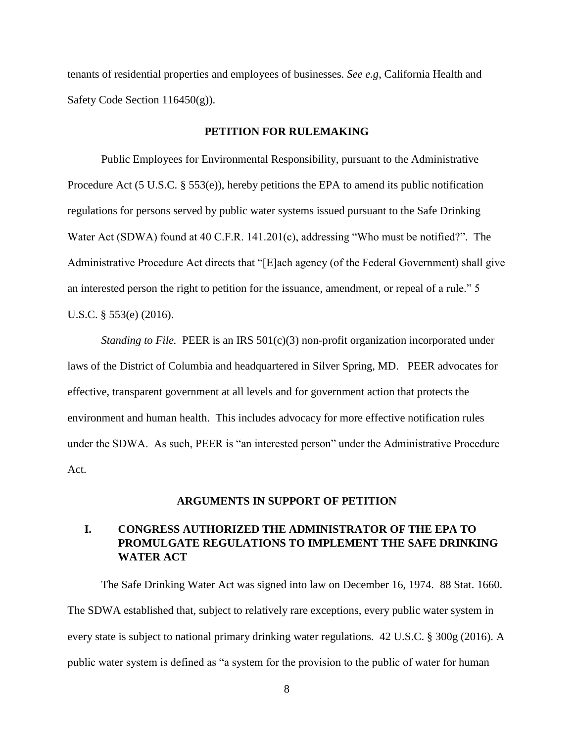tenants of residential properties and employees of businesses. *See e.g*, California Health and Safety Code Section 116450(g)).

## PETITION FOR RULEMAKING

Public Employees for Environmental Responsibility, pursuant to the Administrative Procedure Act (5 U.S.C. § 553(e)), hereby petitions the EPA to amend its public notification regulations for persons served by public water systems issued pursuant to the Safe Drinking Water Act (SDWA) found at 40 C.F.R. 141.201(c), addressing "Who must be notified?". The Administrative Procedure Act directs that "[E]ach agency (of the Federal Government) shall give an interested person the right to petition for the issuance, amendment, or repeal of a rule." 5 U.S.C. § 553(e) (2016).

*Standing to File.* PEER is an IRS 501(c)(3) non-profit organization incorporated under laws of the District of Columbia and headquartered in Silver Spring, MD. PEER advocates for effective, transparent government at all levels and for government action that protects the environment and human health. This includes advocacy for more effective notification rules under the SDWA. As such, PEER is "an interested person" under the Administrative Procedure Act.

## ARGUMENTS IN SUPPORT OF PETITION

### I. CONGRESS AUTHORIZED THE ADMINISTRATOR OF THE EPA TO PROMULGATE REGULATIONS TO IMPLEMENT THE SAFE DRINKING WATER ACT

The Safe Drinking Water Act was signed into law on December 16, 1974. 88 Stat. 1660. The SDWA established that, subject to relatively rare exceptions, every public water system in every state is subject to national primary drinking water regulations. 42 U.S.C. § 300g (2016). A public water system is defined as "a system for the provision to the public of water for human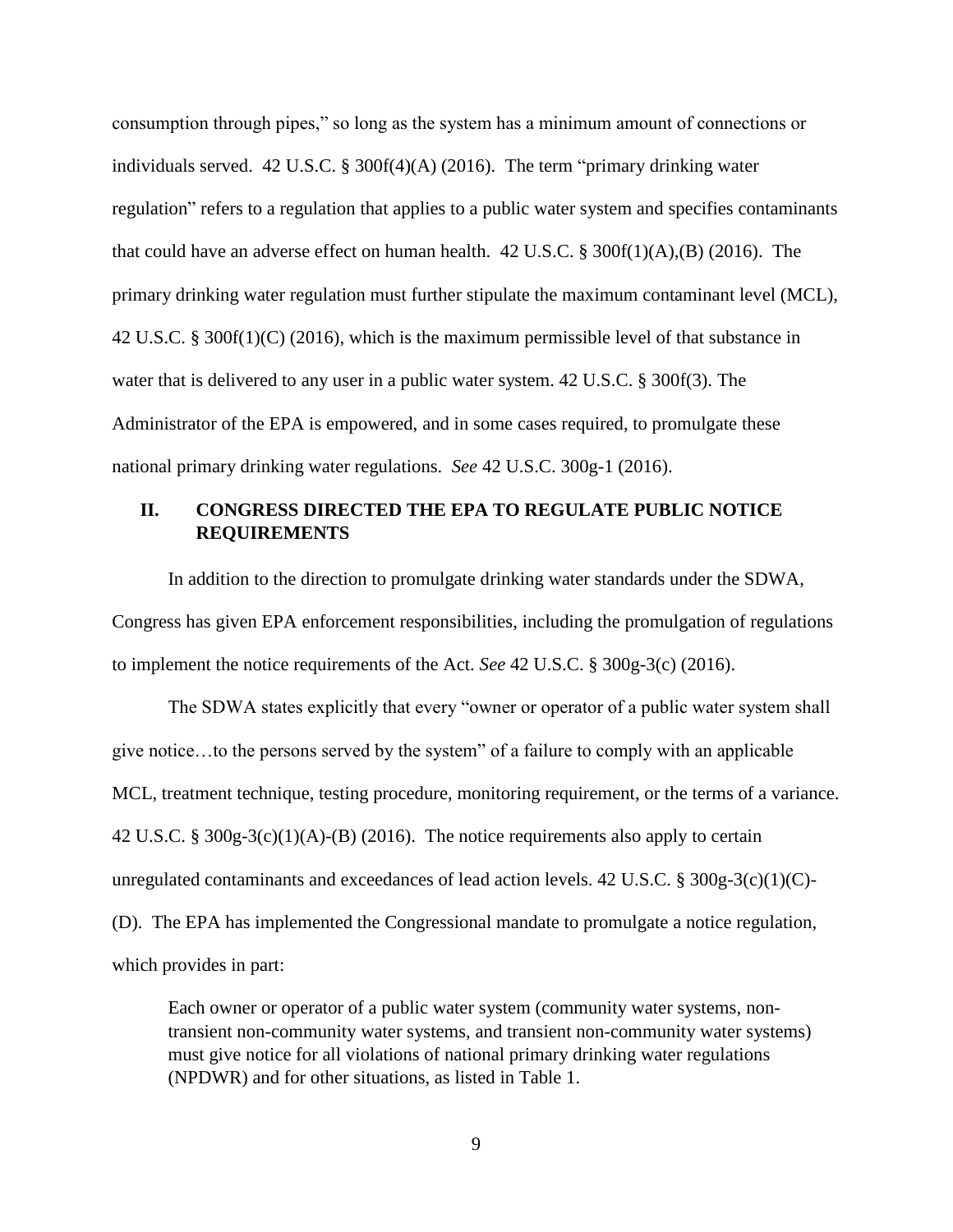consumption through pipes," so long as the system has a minimum amount of connections or individuals served. 42 U.S.C. § 300f(4)(A) (2016). The term "primary drinking water regulation" refers to a regulation that applies to a public water system and specifies contaminants that could have an adverse effect on human health. 42 U.S.C. § 300f(1)(A),(B) (2016). The primary drinking water regulation must further stipulate the maximum contaminant level (MCL), 42 U.S.C. § 300f(1)(C) (2016), which is the maximum permissible level of that substance in water that is delivered to any user in a public water system. 42 U.S.C. § 300f(3). The Administrator of the EPA is empowered, and in some cases required, to promulgate these national primary drinking water regulations. *See* 42 U.S.C. 300g-1 (2016).

## II. CONGRESS DIRECTED THE EPA TO REGULATE PUBLIC NOTICE REQUIREMENTS

In addition to the direction to promulgate drinking water standards under the SDWA, Congress has given EPA enforcement responsibilities, including the promulgation of regulations to implement the notice requirements of the Act. *See* 42 U.S.C. § 300g-3(c) (2016).

The SDWA states explicitly that every "owner or operator of a public water system shall give notice…to the persons served by the system" of a failure to comply with an applicable MCL, treatment technique, testing procedure, monitoring requirement, or the terms of a variance. 42 U.S.C. § 300g-3(c)(1)(A)-(B) (2016). The notice requirements also apply to certain unregulated contaminants and exceedances of lead action levels. 42 U.S.C. § 300g-3(c)(1)(C)-(D). The EPA has implemented the Congressional mandate to promulgate a notice regulation, which provides in part:

> Each owner or operator of a public water system (community water systems, non-transient non-community water systems, and transient non-community water systems) must give notice for all violations of national primary drinking water regulations (NPDWR) and for other situations, as listed in Table 1.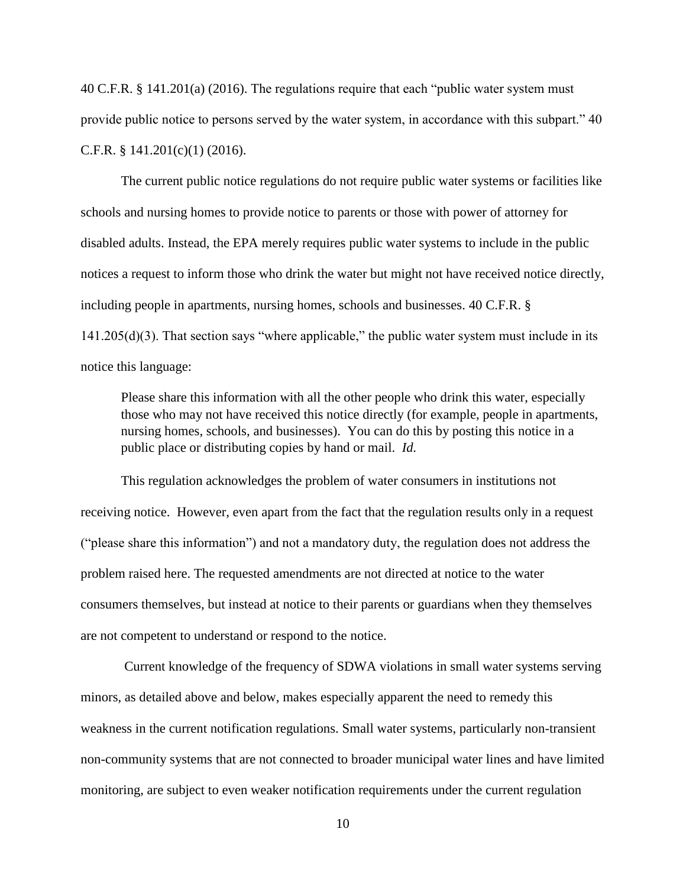40 C.F.R. § 141.201(a) (2016). The regulations require that each "public water system must provide public notice to persons served by the water system, in accordance with this subpart." 40 C.F.R. § 141.201(c)(1) (2016).

The current public notice regulations do not require public water systems or facilities like schools and nursing homes to provide notice to parents or those with power of attorney for disabled adults. Instead, the EPA merely requires public water systems to include in the public notices a request to inform those who drink the water but might not have received notice directly, including people in apartments, nursing homes, schools and businesses. 40 C.F.R. § 141.205(d)(3). That section says "where applicable," the public water system must include in its notice this language:

> Please share this information with all the other people who drink this water, especially those who may not have received this notice directly (for example, people in apartments, nursing homes, schools, and businesses). You can do this by posting this notice in a public place or distributing copies by hand or mail. *Id.*

This regulation acknowledges the problem of water consumers in institutions not receiving notice. However, even apart from the fact that the regulation results only in a request ("please share this information") and not a mandatory duty, the regulation does not address the problem raised here. The requested amendments are not directed at notice to the water consumers themselves, but instead at notice to their parents or guardians when they themselves are not competent to understand or respond to the notice.

Current knowledge of the frequency of SDWA violations in small water systems serving minors, as detailed above and below, makes especially apparent the need to remedy this weakness in the current notification regulations. Small water systems, particularly non-transient non-community systems that are not connected to broader municipal water lines and have limited monitoring, are subject to even weaker notification requirements under the current regulation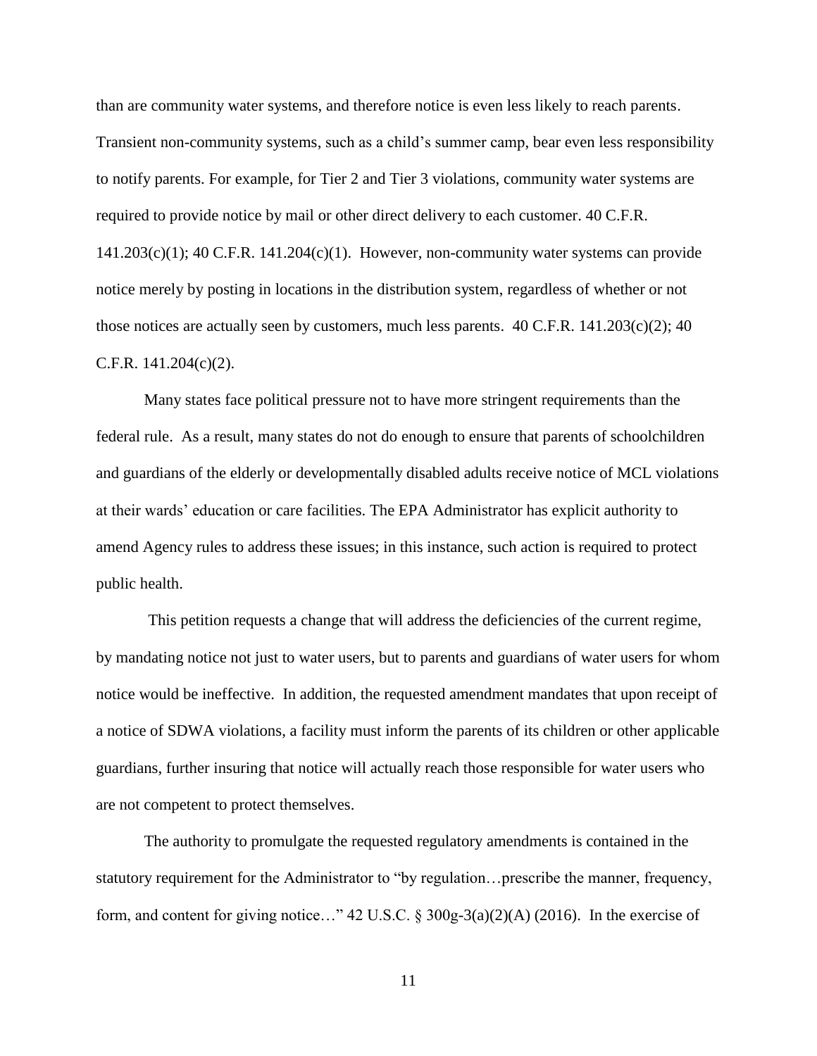than are community water systems, and therefore notice is even less likely to reach parents. Transient non-community systems, such as a child's summer camp, bear even less responsibility to notify parents. For example, for Tier 2 and Tier 3 violations, community water systems are required to provide notice by mail or other direct delivery to each customer. 40 C.F.R. 141.203(c)(1); 40 C.F.R. 141.204(c)(1). However, non-community water systems can provide notice merely by posting in locations in the distribution system, regardless of whether or not those notices are actually seen by customers, much less parents. 40 C.F.R. 141.203(c)(2); 40 C.F.R. 141.204(c)(2).

Many states face political pressure not to have more stringent requirements than the federal rule. As a result, many states do not do enough to ensure that parents of schoolchildren and guardians of the elderly or developmentally disabled adults receive notice of MCL violations at their wards' education or care facilities. The EPA Administrator has explicit authority to amend Agency rules to address these issues; in this instance, such action is required to protect public health.

This petition requests a change that will address the deficiencies of the current regime, by mandating notice not just to water users, but to parents and guardians of water users for whom notice would be ineffective. In addition, the requested amendment mandates that upon receipt of a notice of SDWA violations, a facility must inform the parents of its children or other applicable guardians, further insuring that notice will actually reach those responsible for water users who are not competent to protect themselves.

The authority to promulgate the requested regulatory amendments is contained in the statutory requirement for the Administrator to "by regulation…prescribe the manner, frequency, form, and content for giving notice…" 42 U.S.C. § 300g-3(a)(2)(A) (2016). In the exercise of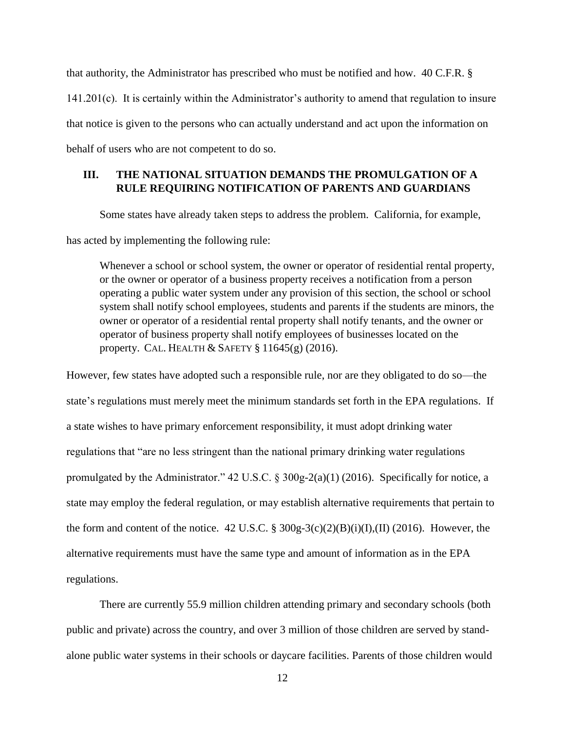that authority, the Administrator has prescribed who must be notified and how. 40 C.F.R. § 141.201(c). It is certainly within the Administrator's authority to amend that regulation to insure that notice is given to the persons who can actually understand and act upon the information on behalf of users who are not competent to do so.

## III. THE NATIONAL SITUATION DEMANDS THE PROMULGATION OF A RULE REQUIRING NOTIFICATION OF PARENTS AND GUARDIANS

Some states have already taken steps to address the problem. California, for example, has acted by implementing the following rule:

> Whenever a school or school system, the owner or operator of residential rental property, or the owner or operator of a business property receives a notification from a person operating a public water system under any provision of this section, the school or school system shall notify school employees, students and parents if the students are minors, the owner or operator of a residential rental property shall notify tenants, and the owner or operator of business property shall notify employees of businesses located on the property. CAL. HEALTH & SAFETY § 11645(g) (2016).

However, few states have adopted such a responsible rule, nor are they obligated to do so—the state's regulations must merely meet the minimum standards set forth in the EPA regulations. If a state wishes to have primary enforcement responsibility, it must adopt drinking water regulations that "are no less stringent than the national primary drinking water regulations promulgated by the Administrator." 42 U.S.C. § 300g-2(a)(1) (2016). Specifically for notice, a state may employ the federal regulation, or may establish alternative requirements that pertain to the form and content of the notice. 42 U.S.C. § 300g-3(c)(2)(B)(i)(I),(II) (2016). However, the alternative requirements must have the same type and amount of information as in the EPA regulations.

There are currently 55.9 million children attending primary and secondary schools (both public and private) across the country, and over 3 million of those children are served by stand-alone public water systems in their schools or daycare facilities. Parents of those children would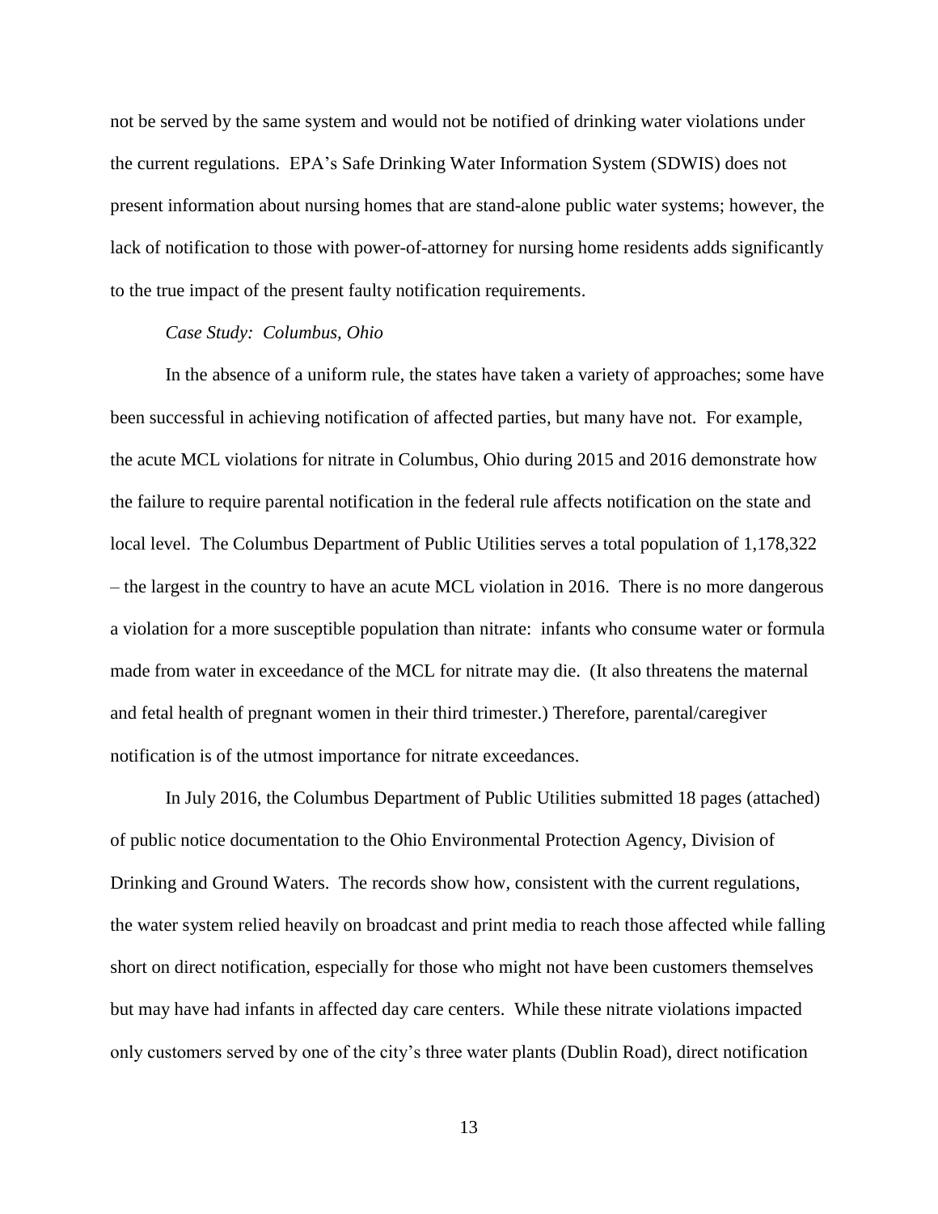not be served by the same system and would not be notified of drinking water violations under the current regulations. EPA's Safe Drinking Water Information System (SDWIS) does not present information about nursing homes that are stand-alone public water systems; however, the lack of notification to those with power-of-attorney for nursing home residents adds significantly to the true impact of the present faulty notification requirements.

*Case Study: Columbus, Ohio*

In the absence of a uniform rule, the states have taken a variety of approaches; some have been successful in achieving notification of affected parties, but many have not. For example, the acute MCL violations for nitrate in Columbus, Ohio during 2015 and 2016 demonstrate how the failure to require parental notification in the federal rule affects notification on the state and local level. The Columbus Department of Public Utilities serves a total population of 1,178,322 – the largest in the country to have an acute MCL violation in 2016. There is no more dangerous a violation for a more susceptible population than nitrate: infants who consume water or formula made from water in exceedance of the MCL for nitrate may die. (It also threatens the maternal and fetal health of pregnant women in their third trimester.) Therefore, parental/caregiver notification is of the utmost importance for nitrate exceedances.

In July 2016, the Columbus Department of Public Utilities submitted 18 pages (attached) of public notice documentation to the Ohio Environmental Protection Agency, Division of Drinking and Ground Waters. The records show how, consistent with the current regulations, the water system relied heavily on broadcast and print media to reach those affected while falling short on direct notification, especially for those who might not have been customers themselves but may have had infants in affected day care centers. While these nitrate violations impacted only customers served by one of the city's three water plants (Dublin Road), direct notification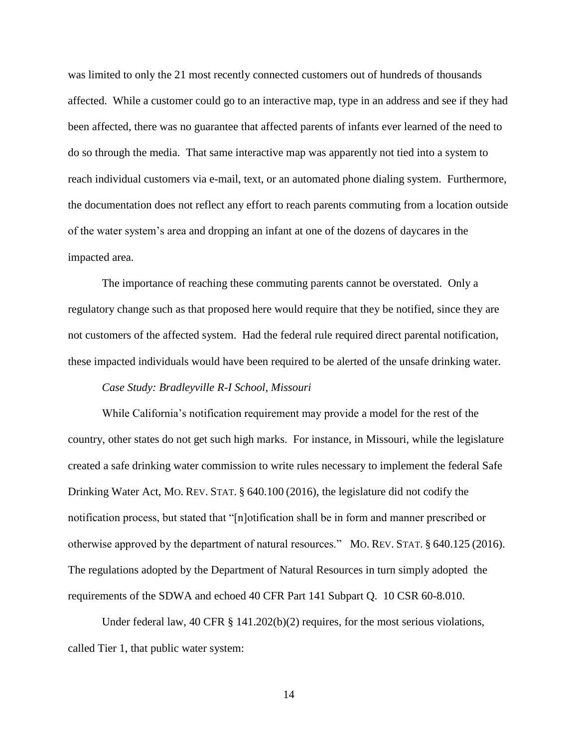was limited to only the 21 most recently connected customers out of hundreds of thousands affected. While a customer could go to an interactive map, type in an address and see if they had been affected, there was no guarantee that affected parents of infants ever learned of the need to do so through the media. That same interactive map was apparently not tied into a system to reach individual customers via e-mail, text, or an automated phone dialing system. Furthermore, the documentation does not reflect any effort to reach parents commuting from a location outside of the water system's area and dropping an infant at one of the dozens of daycares in the impacted area.

The importance of reaching these commuting parents cannot be overstated. Only a regulatory change such as that proposed here would require that they be notified, since they are not customers of the affected system. Had the federal rule required direct parental notification, these impacted individuals would have been required to be alerted of the unsafe drinking water.

*Case Study: Bradleyville R-I School, Missouri*

While California's notification requirement may provide a model for the rest of the country, other states do not get such high marks. For instance, in Missouri, while the legislature created a safe drinking water commission to write rules necessary to implement the federal Safe Drinking Water Act, MO. REV. STAT. § 640.100 (2016), the legislature did not codify the notification process, but stated that "[n]otification shall be in form and manner prescribed or otherwise approved by the department of natural resources." MO. REV. STAT. § 640.125 (2016). The regulations adopted by the Department of Natural Resources in turn simply adopted the requirements of the SDWA and echoed 40 CFR Part 141 Subpart Q. 10 CSR 60-8.010.

Under federal law, 40 CFR § 141.202(b)(2) requires, for the most serious violations, called Tier 1, that public water system: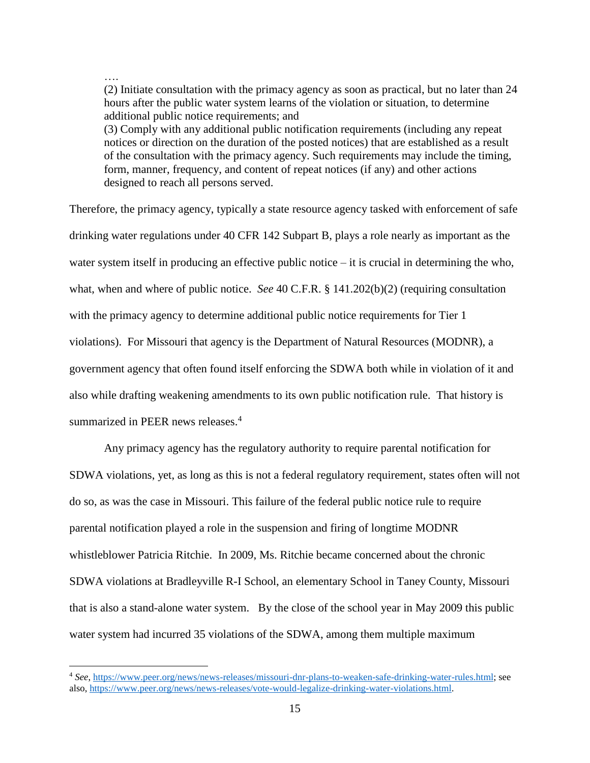….

> (2) Initiate consultation with the primacy agency as soon as practical, but no later than 24 hours after the public water system learns of the violation or situation, to determine additional public notice requirements; and
> (3) Comply with any additional public notification requirements (including any repeat notices or direction on the duration of the posted notices) that are established as a result of the consultation with the primacy agency. Such requirements may include the timing, form, manner, frequency, and content of repeat notices (if any) and other actions designed to reach all persons served.

Therefore, the primacy agency, typically a state resource agency tasked with enforcement of safe drinking water regulations under 40 CFR 142 Subpart B, plays a role nearly as important as the water system itself in producing an effective public notice – it is crucial in determining the who, what, when and where of public notice. *See* 40 C.F.R. § 141.202(b)(2) (requiring consultation with the primacy agency to determine additional public notice requirements for Tier 1 violations). For Missouri that agency is the Department of Natural Resources (MODNR), a government agency that often found itself enforcing the SDWA both while in violation of it and also while drafting weakening amendments to its own public notification rule. That history is summarized in PEER news releases.[4]

Any primacy agency has the regulatory authority to require parental notification for SDWA violations, yet, as long as this is not a federal regulatory requirement, states often will not do so, as was the case in Missouri. This failure of the federal public notice rule to require parental notification played a role in the suspension and firing of longtime MODNR whistleblower Patricia Ritchie. In 2009, Ms. Ritchie became concerned about the chronic SDWA violations at Bradleyville R-I School, an elementary School in Taney County, Missouri that is also a stand-alone water system. By the close of the school year in May 2009 this public water system had incurred 35 violations of the SDWA, among them multiple maximum

---

[4] *See*, https://www.peer.org/news/news-releases/missouri-dnr-plans-to-weaken-safe-drinking-water-rules.html; see also, https://www.peer.org/news/news-releases/vote-would-legalize-drinking-water-violations.html.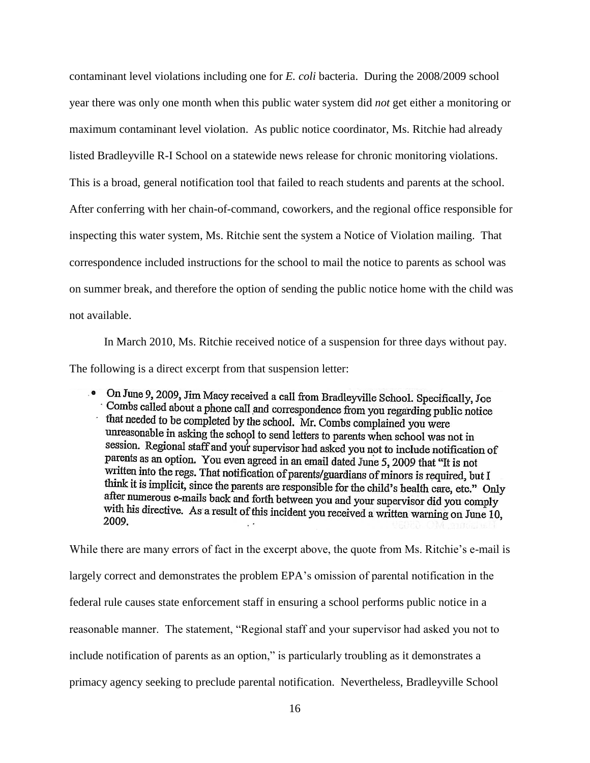contaminant level violations including one for *E. coli* bacteria. During the 2008/2009 school year there was only one month when this public water system did *not* get either a monitoring or maximum contaminant level violation. As public notice coordinator, Ms. Ritchie had already listed Bradleyville R-I School on a statewide news release for chronic monitoring violations. This is a broad, general notification tool that failed to reach students and parents at the school. After conferring with her chain-of-command, coworkers, and the regional office responsible for inspecting this water system, Ms. Ritchie sent the system a Notice of Violation mailing. That correspondence included instructions for the school to mail the notice to parents as school was on summer break, and therefore the option of sending the public notice home with the child was not available.

In March 2010, Ms. Ritchie received notice of a suspension for three days without pay. The following is a direct excerpt from that suspension letter:

> - On June 9, 2009, Jim Macy received a call from Bradleyville School. Specifically, Joe Combs called about a phone call and correspondence from you regarding public notice that needed to be completed by the school. Mr. Combs complained you were unreasonable in asking the school to send letters to parents when school was not in session. Regional staff and your supervisor had asked you not to include notification of parents as an option. You even agreed in an email dated June 5, 2009 that "It is not written into the regs. That notification of parents/guardians of minors is required, but I think it is implicit, since the parents are responsible for the child's health care, etc." Only after numerous e-mails back and forth between you and your supervisor did you comply with his directive. As a result of this incident you received a written warning on June 10, 2009.

While there are many errors of fact in the excerpt above, the quote from Ms. Ritchie's e-mail is largely correct and demonstrates the problem EPA's omission of parental notification in the federal rule causes state enforcement staff in ensuring a school performs public notice in a reasonable manner. The statement, "Regional staff and your supervisor had asked you not to include notification of parents as an option," is particularly troubling as it demonstrates a primacy agency seeking to preclude parental notification. Nevertheless, Bradleyville School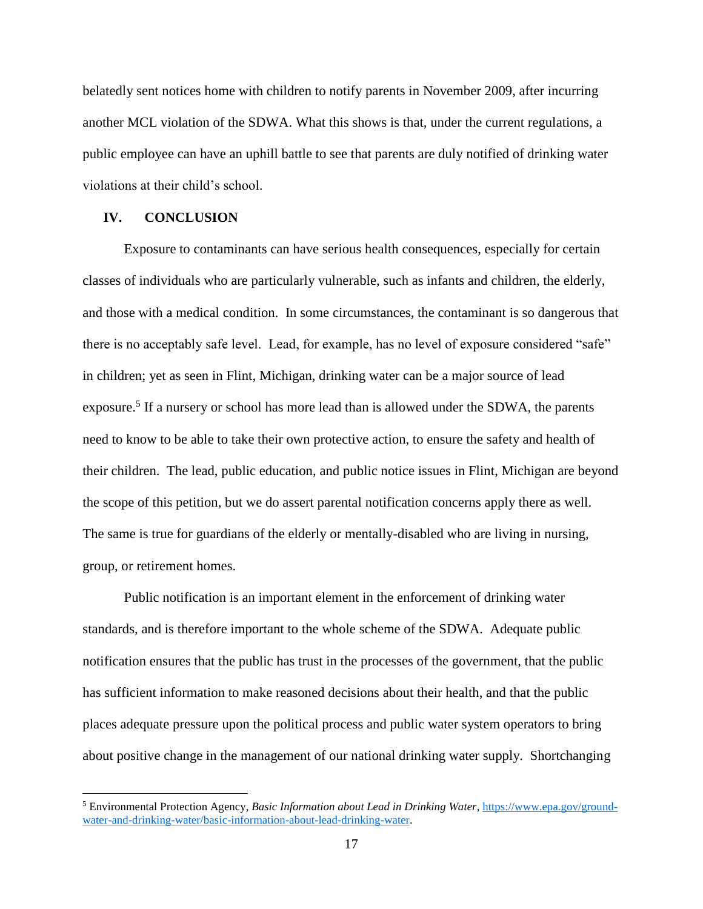belatedly sent notices home with children to notify parents in November 2009, after incurring another MCL violation of the SDWA. What this shows is that, under the current regulations, a public employee can have an uphill battle to see that parents are duly notified of drinking water violations at their child's school.

## IV. CONCLUSION

Exposure to contaminants can have serious health consequences, especially for certain classes of individuals who are particularly vulnerable, such as infants and children, the elderly, and those with a medical condition. In some circumstances, the contaminant is so dangerous that there is no acceptably safe level. Lead, for example, has no level of exposure considered "safe" in children; yet as seen in Flint, Michigan, drinking water can be a major source of lead exposure.[5] If a nursery or school has more lead than is allowed under the SDWA, the parents need to know to be able to take their own protective action, to ensure the safety and health of their children. The lead, public education, and public notice issues in Flint, Michigan are beyond the scope of this petition, but we do assert parental notification concerns apply there as well. The same is true for guardians of the elderly or mentally-disabled who are living in nursing, group, or retirement homes.

Public notification is an important element in the enforcement of drinking water standards, and is therefore important to the whole scheme of the SDWA. Adequate public notification ensures that the public has trust in the processes of the government, that the public has sufficient information to make reasoned decisions about their health, and that the public places adequate pressure upon the political process and public water system operators to bring about positive change in the management of our national drinking water supply. Shortchanging

---

[5] Environmental Protection Agency, *Basic Information about Lead in Drinking Water*, https://www.epa.gov/ground-water-and-drinking-water/basic-information-about-lead-drinking-water.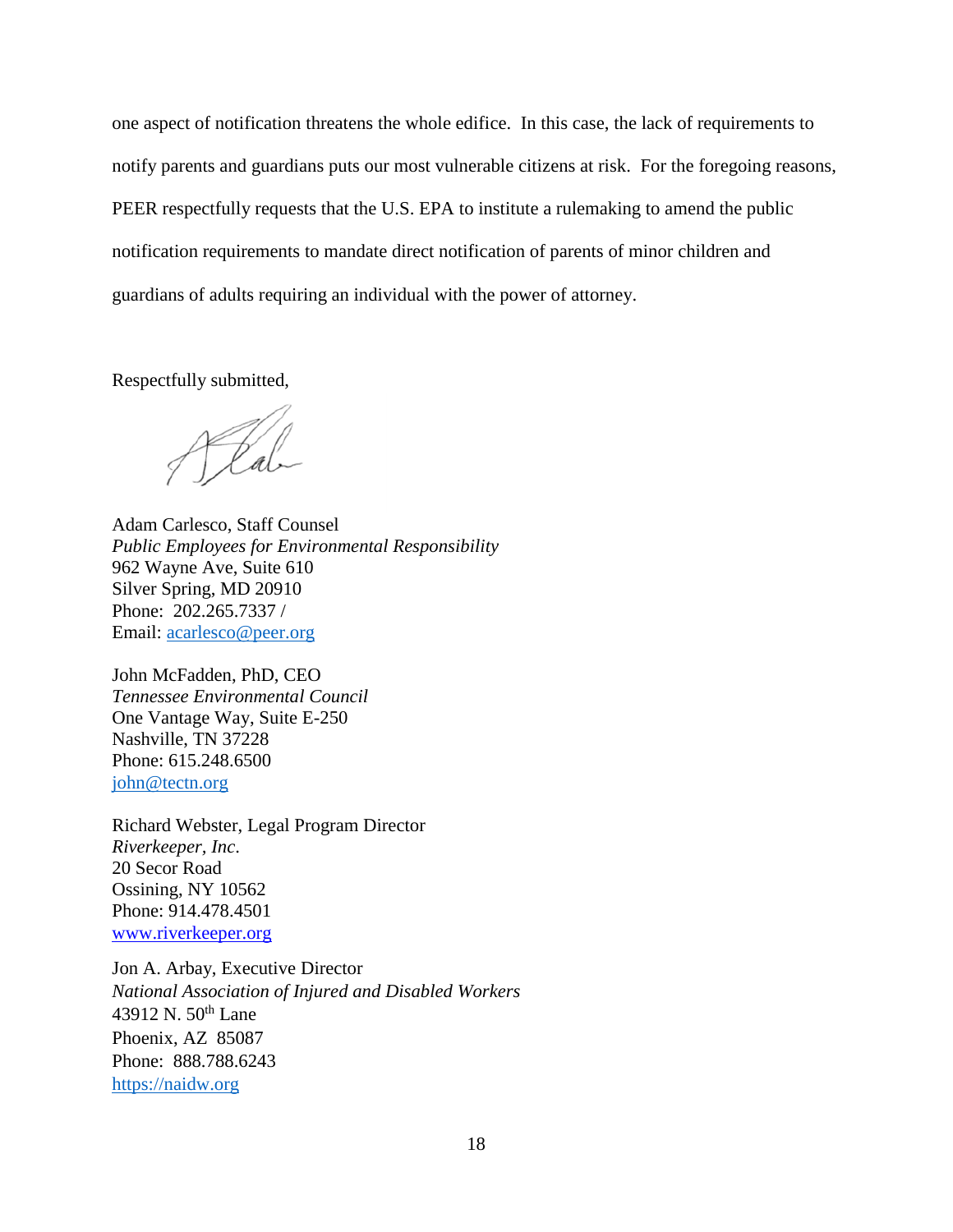one aspect of notification threatens the whole edifice. In this case, the lack of requirements to notify parents and guardians puts our most vulnerable citizens at risk. For the foregoing reasons, PEER respectfully requests that the U.S. EPA to institute a rulemaking to amend the public notification requirements to mandate direct notification of parents of minor children and guardians of adults requiring an individual with the power of attorney.

Respectfully submitted,

Adam Carlesco, Staff Counsel
*Public Employees for Environmental Responsibility*
962 Wayne Ave, Suite 610
Silver Spring, MD 20910
Phone: 202.265.7337 /
Email: acarlesco@peer.org

John McFadden, PhD, CEO
*Tennessee Environmental Council*
One Vantage Way, Suite E-250
Nashville, TN 37228
Phone: 615.248.6500
john@tectn.org

Richard Webster, Legal Program Director
*Riverkeeper, Inc.*
20 Secor Road
Ossining, NY 10562
Phone: 914.478.4501
www.riverkeeper.org

Jon A. Arbay, Executive Director
*National Association of Injured and Disabled Workers*
43912 N. 50th Lane
Phoenix, AZ 85087
Phone: 888.788.6243
https://naidw.org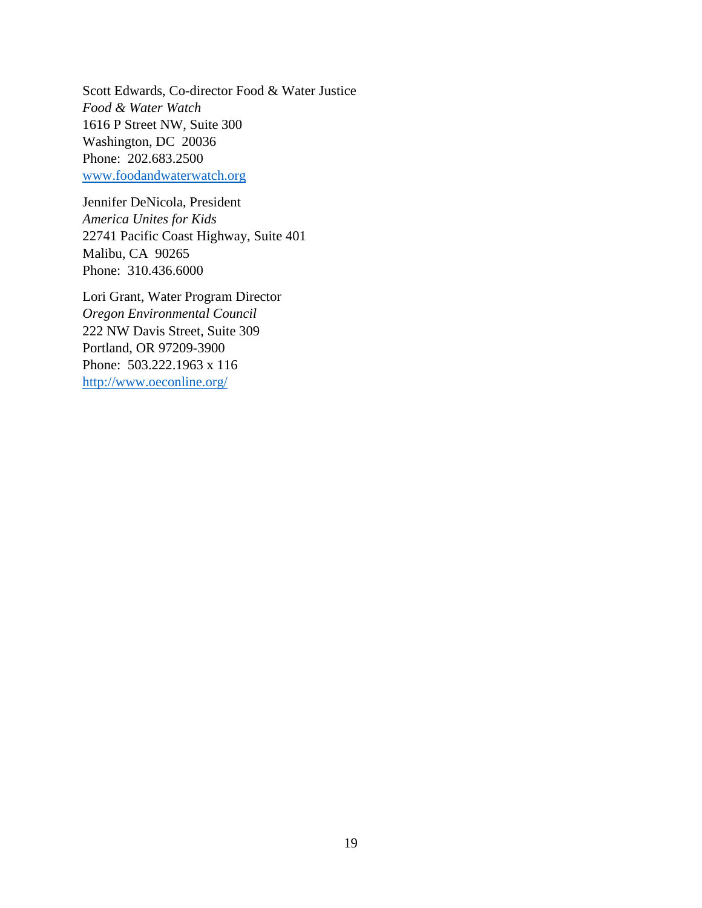Scott Edwards, Co-director Food & Water Justice  
*Food & Water Watch*  
1616 P Street NW, Suite 300  
Washington, DC  20036  
Phone:  202.683.2500  
[www.foodandwaterwatch.org](http://www.foodandwaterwatch.org)

Jennifer DeNicola, President  
*America Unites for Kids*  
22741 Pacific Coast Highway, Suite 401  
Malibu, CA  90265  
Phone:  310.436.6000

Lori Grant, Water Program Director  
*Oregon Environmental Council*  
222 NW Davis Street, Suite 309  
Portland, OR 97209-3900  
Phone:  503.222.1963 x 116  
[http://www.oeconline.org/](http://www.oeconline.org/)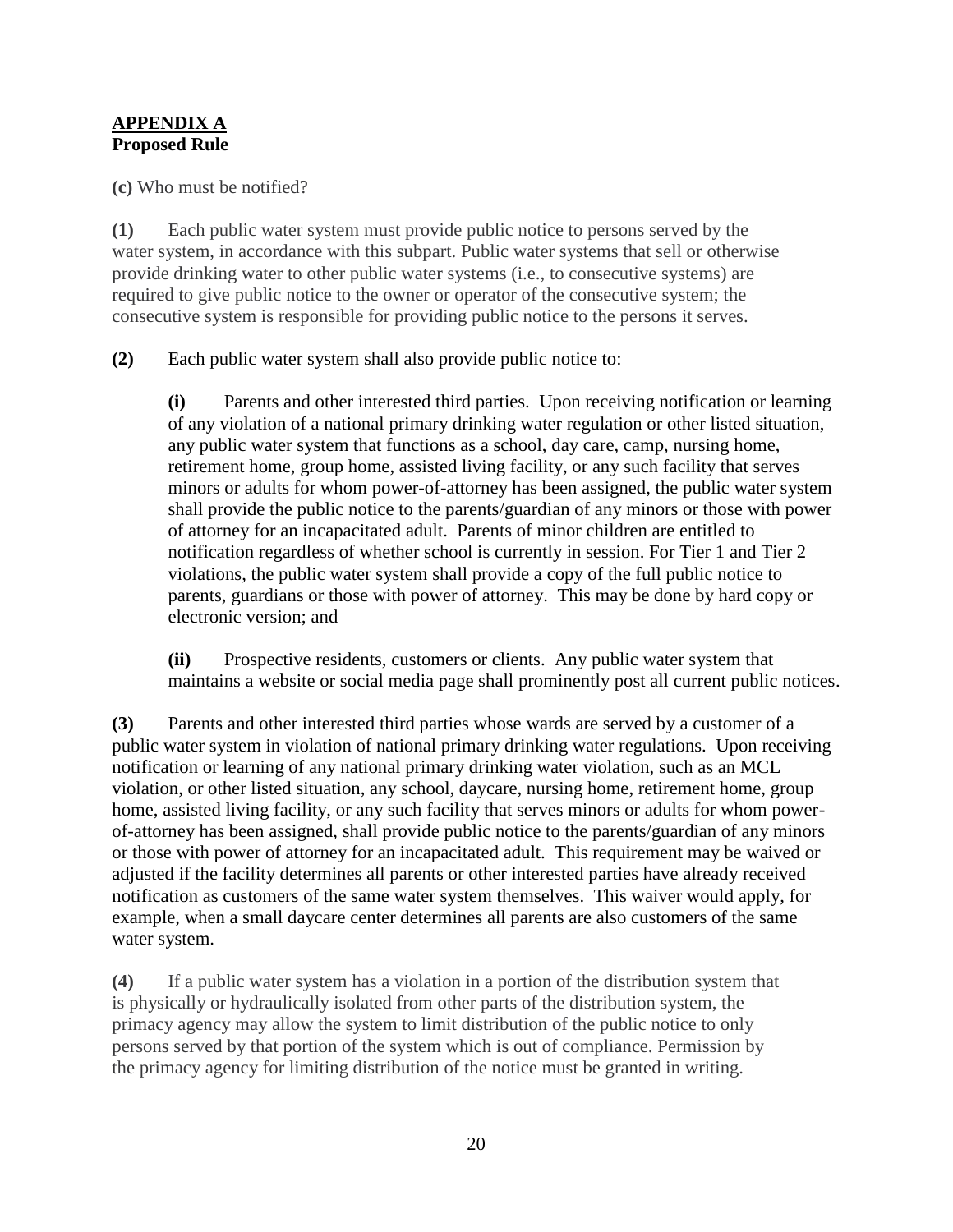**APPENDIX A**
**Proposed Rule**

**(c)** Who must be notified?

**(1)** Each public water system must provide public notice to persons served by the water system, in accordance with this subpart. Public water systems that sell or otherwise provide drinking water to other public water systems (i.e., to consecutive systems) are required to give public notice to the owner or operator of the consecutive system; the consecutive system is responsible for providing public notice to the persons it serves.

**(2)** Each public water system shall also provide public notice to:

> **(i)** Parents and other interested third parties. Upon receiving notification or learning of any violation of a national primary drinking water regulation or other listed situation, any public water system that functions as a school, day care, camp, nursing home, retirement home, group home, assisted living facility, or any such facility that serves minors or adults for whom power-of-attorney has been assigned, the public water system shall provide the public notice to the parents/guardian of any minors or those with power of attorney for an incapacitated adult. Parents of minor children are entitled to notification regardless of whether school is currently in session. For Tier 1 and Tier 2 violations, the public water system shall provide a copy of the full public notice to parents, guardians or those with power of attorney. This may be done by hard copy or electronic version; and
>
> **(ii)** Prospective residents, customers or clients. Any public water system that maintains a website or social media page shall prominently post all current public notices.

**(3)** Parents and other interested third parties whose wards are served by a customer of a public water system in violation of national primary drinking water regulations. Upon receiving notification or learning of any national primary drinking water violation, such as an MCL violation, or other listed situation, any school, daycare, nursing home, retirement home, group home, assisted living facility, or any such facility that serves minors or adults for whom power-of-attorney has been assigned, shall provide public notice to the parents/guardian of any minors or those with power of attorney for an incapacitated adult. This requirement may be waived or adjusted if the facility determines all parents or other interested parties have already received notification as customers of the same water system themselves. This waiver would apply, for example, when a small daycare center determines all parents are also customers of the same water system.

**(4)** If a public water system has a violation in a portion of the distribution system that is physically or hydraulically isolated from other parts of the distribution system, the primacy agency may allow the system to limit distribution of the public notice to only persons served by that portion of the system which is out of compliance. Permission by the primacy agency for limiting distribution of the notice must be granted in writing.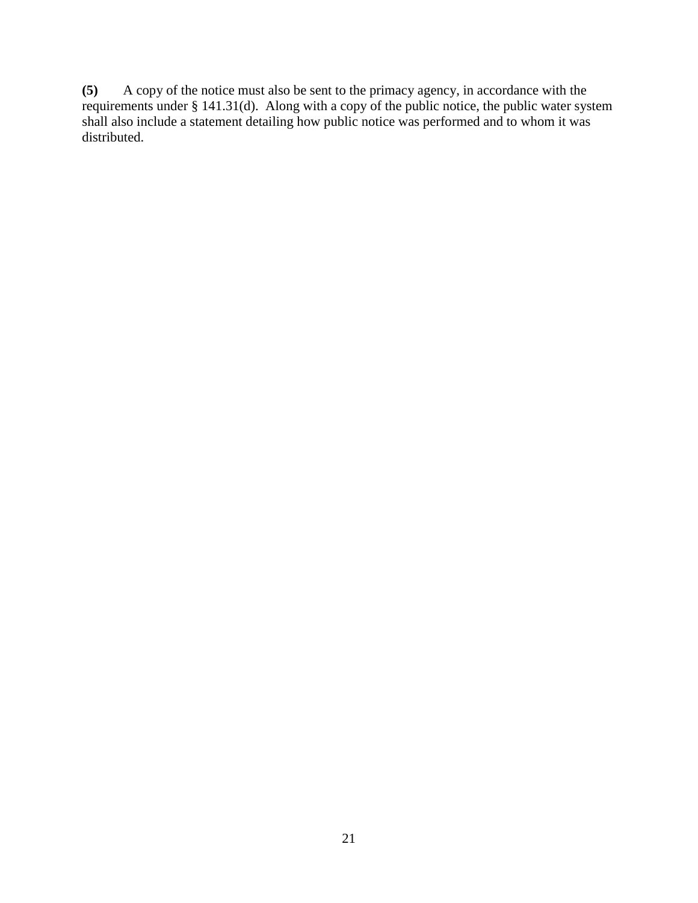**(5)** A copy of the notice must also be sent to the primacy agency, in accordance with the requirements under § 141.31(d). Along with a copy of the public notice, the public water system shall also include a statement detailing how public notice was performed and to whom it was distributed.